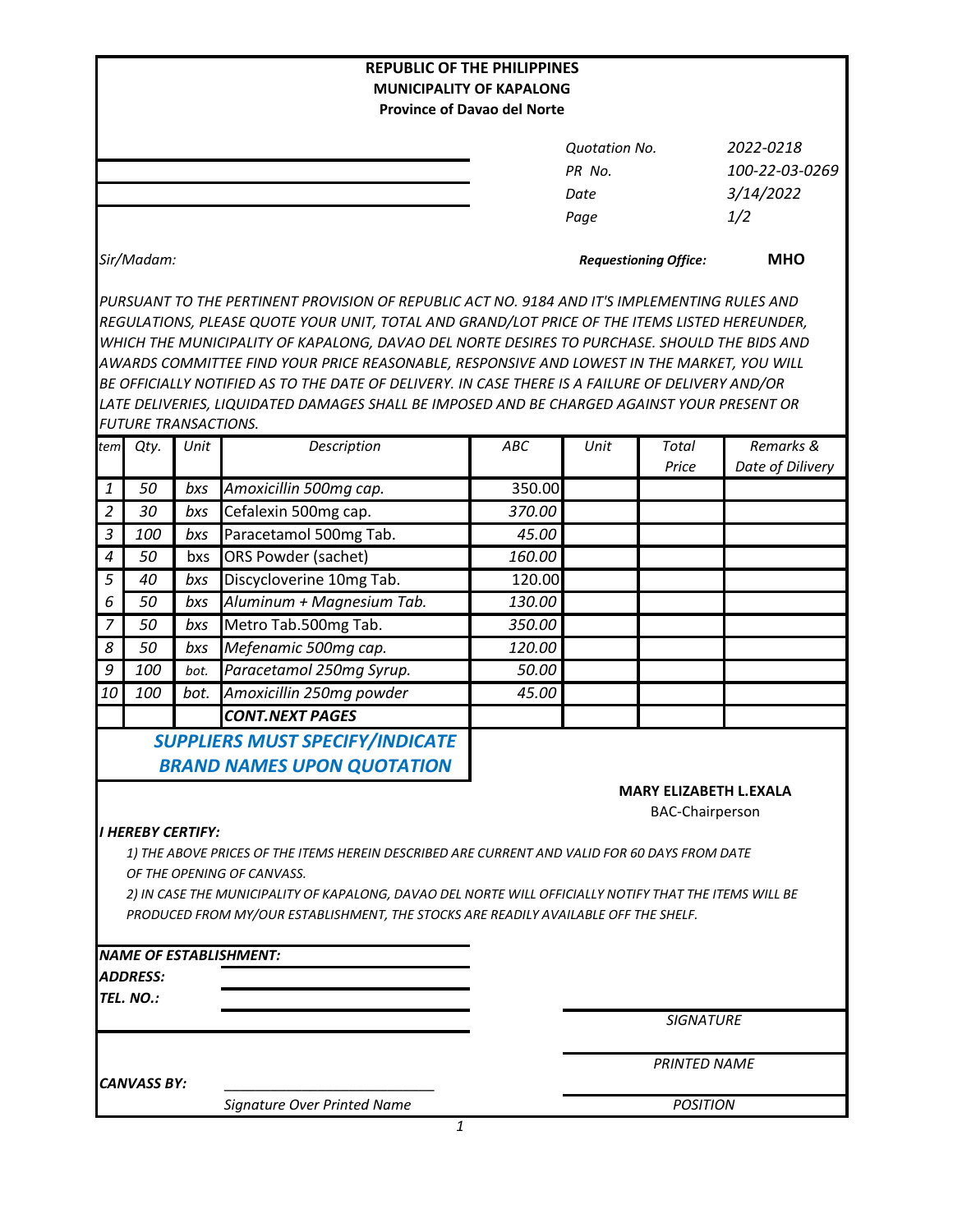**REPUBLIC OF THE PHILIPPINES**
**MUNICIPALITY OF KAPALONG**
**Province of Davao del Norte**

| | |
|---|---|
| *Quotation No.* | *2022-0218* |
| *PR No.* | *100-22-03-0269* |
| *Date* | *3/14/2022* |
| *Page* | *1/2* |

*Sir/Madam:*

***Requestioning Office:*** **MHO**

*PURSUANT TO THE PERTINENT PROVISION OF REPUBLIC ACT NO. 9184 AND IT'S IMPLEMENTING RULES AND REGULATIONS, PLEASE QUOTE YOUR UNIT, TOTAL AND GRAND/LOT PRICE OF THE ITEMS LISTED HEREUNDER, WHICH THE MUNICIPALITY OF KAPALONG, DAVAO DEL NORTE DESIRES TO PURCHASE. SHOULD THE BIDS AND AWARDS COMMITTEE FIND YOUR PRICE REASONABLE, RESPONSIVE AND LOWEST IN THE MARKET, YOU WILL BE OFFICIALLY NOTIFIED AS TO THE DATE OF DELIVERY. IN CASE THERE IS A FAILURE OF DELIVERY AND/OR LATE DELIVERIES, LIQUIDATED DAMAGES SHALL BE IMPOSED AND BE CHARGED AGAINST YOUR PRESENT OR FUTURE TRANSACTIONS.*

| tem | Qty. | Unit | Description | ABC | Unit | Total Price | Remarks & Date of Dilivery |
|---|---|---|---|---|---|---|---|
| 1 | 50 | bxs | Amoxicillin 500mg cap. | 350.00 | | | |
| 2 | 30 | bxs | Cefalexin 500mg cap. | 370.00 | | | |
| 3 | 100 | bxs | Paracetamol 500mg Tab. | 45.00 | | | |
| 4 | 50 | bxs | ORS Powder (sachet) | 160.00 | | | |
| 5 | 40 | bxs | Discycloverine 10mg Tab. | 120.00 | | | |
| 6 | 50 | bxs | Aluminum + Magnesium Tab. | 130.00 | | | |
| 7 | 50 | bxs | Metro Tab.500mg Tab. | 350.00 | | | |
| 8 | 50 | bxs | Mefenamic 500mg cap. | 120.00 | | | |
| 9 | 100 | bot. | Paracetamol 250mg Syrup. | 50.00 | | | |
| 10 | 100 | bot. | Amoxicillin 250mg powder | 45.00 | | | |
| | | | **CONT.NEXT PAGES** | | | | |

***SUPPLIERS MUST SPECIFY/INDICATE BRAND NAMES UPON QUOTATION***

**MARY ELIZABETH L.EXALA**
BAC-Chairperson

***I HEREBY CERTIFY:***

*1) THE ABOVE PRICES OF THE ITEMS HEREIN DESCRIBED ARE CURRENT AND VALID FOR 60 DAYS FROM DATE OF THE OPENING OF CANVASS.*

*2) IN CASE THE MUNICIPALITY OF KAPALONG, DAVAO DEL NORTE WILL OFFICIALLY NOTIFY THAT THE ITEMS WILL BE PRODUCED FROM MY/OUR ESTABLISHMENT, THE STOCKS ARE READILY AVAILABLE OFF THE SHELF.*

***NAME OF ESTABLISHMENT:*** ______________________

***ADDRESS:*** ______________________

***TEL. NO.:*** ______________________

*SIGNATURE*

*PRINTED NAME*

***CANVASS BY:*** ______________________
*Signature Over Printed Name*

*POSITION*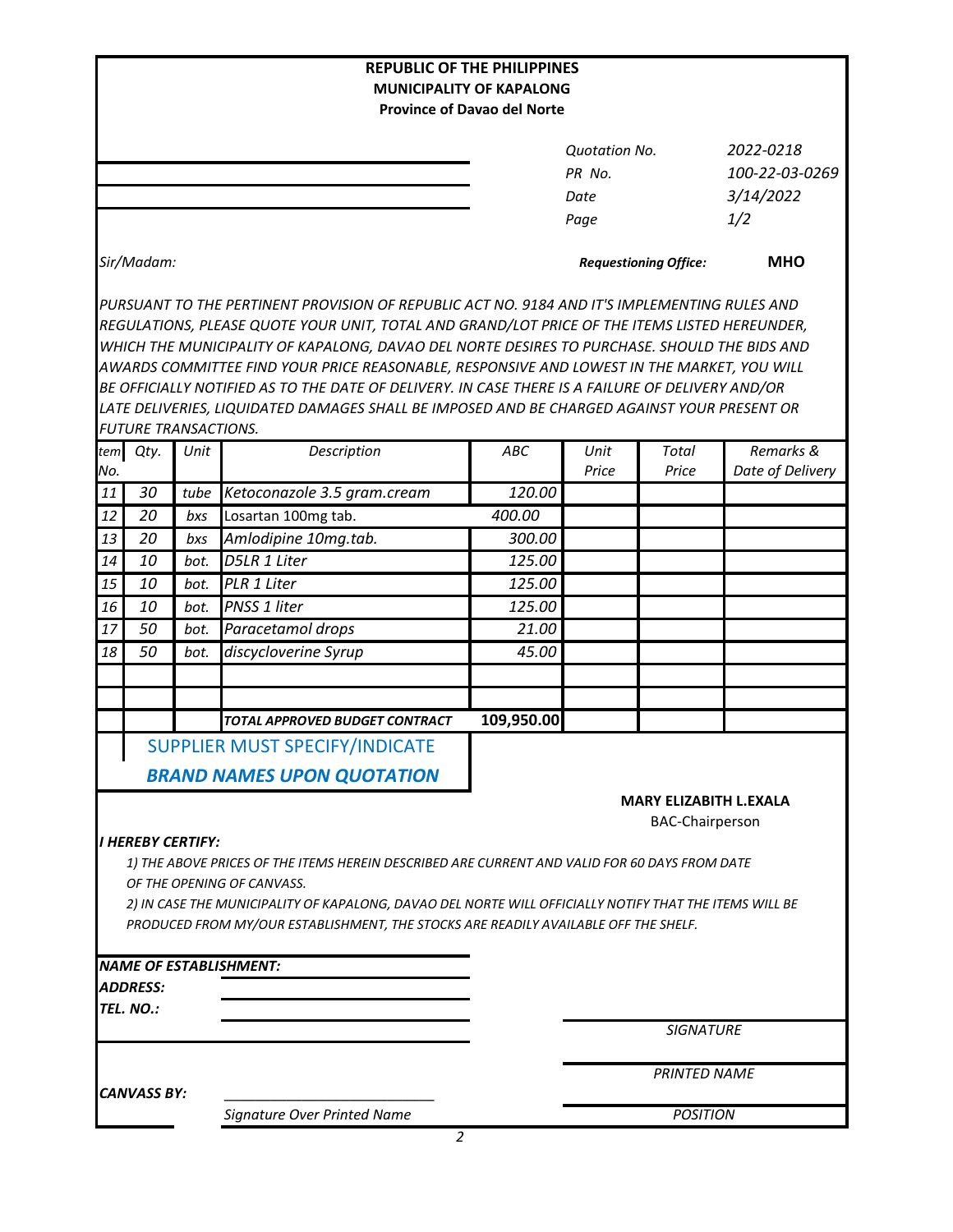**REPUBLIC OF THE PHILIPPINES**
**MUNICIPALITY OF KAPALONG**
**Province of Davao del Norte**

| | |
|---|---|
| *Quotation No.* | *2022-0218* |
| *PR No.* | *100-22-03-0269* |
| *Date* | *3/14/2022* |
| *Page* | *1/2* |

*Sir/Madam:*

***Requestioning Office:*** **MHO**

*PURSUANT TO THE PERTINENT PROVISION OF REPUBLIC ACT NO. 9184 AND IT'S IMPLEMENTING RULES AND REGULATIONS, PLEASE QUOTE YOUR UNIT, TOTAL AND GRAND/LOT PRICE OF THE ITEMS LISTED HEREUNDER, WHICH THE MUNICIPALITY OF KAPALONG, DAVAO DEL NORTE DESIRES TO PURCHASE. SHOULD THE BIDS AND AWARDS COMMITTEE FIND YOUR PRICE REASONABLE, RESPONSIVE AND LOWEST IN THE MARKET, YOU WILL BE OFFICIALLY NOTIFIED AS TO THE DATE OF DELIVERY. IN CASE THERE IS A FAILURE OF DELIVERY AND/OR LATE DELIVERIES, LIQUIDATED DAMAGES SHALL BE IMPOSED AND BE CHARGED AGAINST YOUR PRESENT OR FUTURE TRANSACTIONS.*

| *tem No.* | *Qty.* | *Unit* | *Description* | *ABC* | *Unit Price* | *Total Price* | *Remarks & Date of Delivery* |
|---|---|---|---|---|---|---|---|
| *11* | *30* | *tube* | *Ketoconazole 3.5 gram.cream* | *120.00* | | | |
| *12* | *20* | *bxs* | Losartan 100mg tab. | *400.00* | | | |
| *13* | *20* | *bxs* | *Amlodipine 10mg.tab.* | *300.00* | | | |
| *14* | *10* | *bot.* | *D5LR 1 Liter* | *125.00* | | | |
| *15* | *10* | *bot.* | *PLR 1 Liter* | *125.00* | | | |
| *16* | *10* | *bot.* | *PNSS 1 liter* | *125.00* | | | |
| *17* | *50* | *bot.* | *Paracetamol drops* | *21.00* | | | |
| *18* | *50* | *bot.* | *discycloverine Syrup* | *45.00* | | | |
| | | | | | | | |
| | | | | | | | |
| | | | ***TOTAL APPROVED BUDGET CONTRACT*** | **109,950.00** | | | |

SUPPLIER MUST SPECIFY/INDICATE

***BRAND NAMES UPON QUOTATION***

**MARY ELIZABITH L.EXALA**
BAC-Chairperson

***I HEREBY CERTIFY:***

*1) THE ABOVE PRICES OF THE ITEMS HEREIN DESCRIBED ARE CURRENT AND VALID FOR 60 DAYS FROM DATE OF THE OPENING OF CANVASS.*

*2) IN CASE THE MUNICIPALITY OF KAPALONG, DAVAO DEL NORTE WILL OFFICIALLY NOTIFY THAT THE ITEMS WILL BE PRODUCED FROM MY/OUR ESTABLISHMENT, THE STOCKS ARE READILY AVAILABLE OFF THE SHELF.*

***NAME OF ESTABLISHMENT:***
***ADDRESS:***
***TEL. NO.:***

*SIGNATURE*

*PRINTED NAME*

***CANVASS BY:*** ___________________________

*Signature Over Printed Name*

*POSITION*